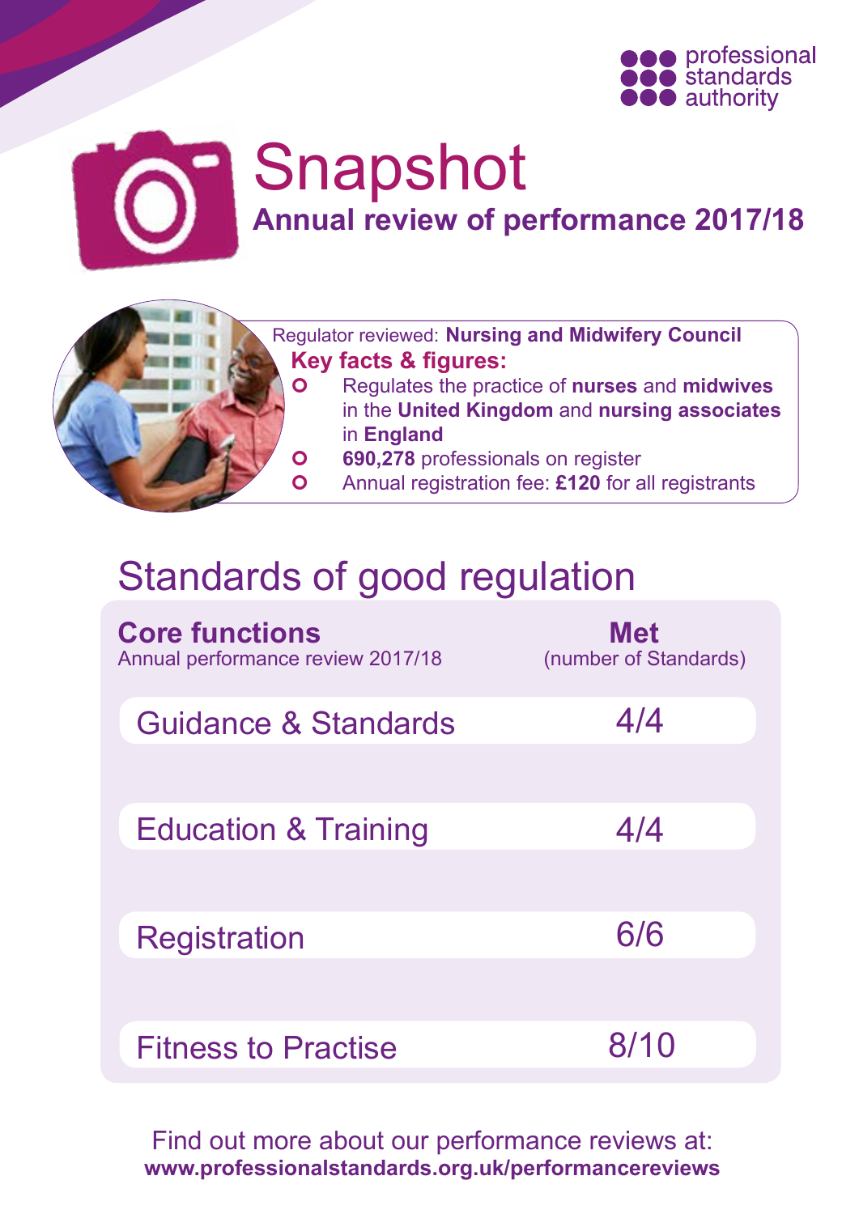professional standards authority

# Snapshot

## Annual review of performance 2017/18

Regulator reviewed: **Nursing and Midwifery Council**

**Key facts & figures:**

- Regulates the practice of **nurses** and **midwives** in the **United Kingdom** and **nursing associates** in **England**
- **690,278** professionals on register
- Annual registration fee: **£120** for all registrants

## Standards of good regulation

| **Core functions** Annual performance review 2017/18 | **Met** (number of Standards) |
|---|---|
| Guidance & Standards | 4/4 |
| Education & Training | 4/4 |
| Registration | 6/6 |
| Fitness to Practise | 8/10 |

Find out more about our performance reviews at:
**www.professionalstandards.org.uk/performancereviews**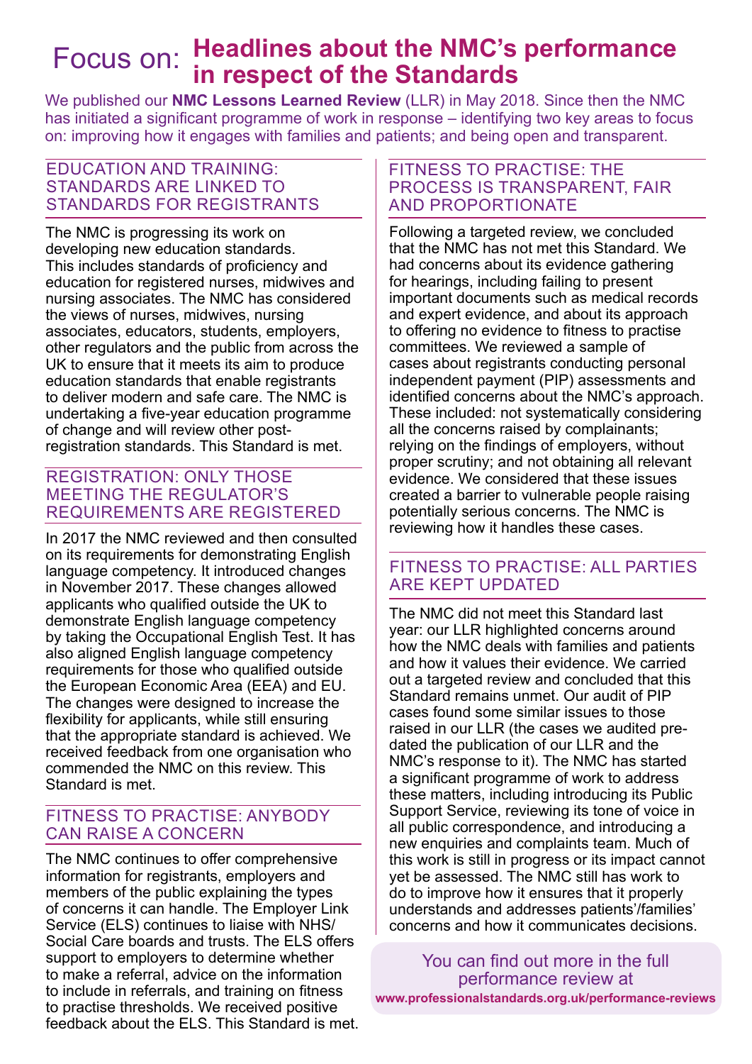# Focus on: Headlines about the NMC's performance in respect of the Standards

We published our **NMC Lessons Learned Review** (LLR) in May 2018. Since then the NMC has initiated a significant programme of work in response – identifying two key areas to focus on: improving how it engages with families and patients; and being open and transparent.

## EDUCATION AND TRAINING: STANDARDS ARE LINKED TO STANDARDS FOR REGISTRANTS

The NMC is progressing its work on developing new education standards. This includes standards of proficiency and education for registered nurses, midwives and nursing associates. The NMC has considered the views of nurses, midwives, nursing associates, educators, students, employers, other regulators and the public from across the UK to ensure that it meets its aim to produce education standards that enable registrants to deliver modern and safe care. The NMC is undertaking a five-year education programme of change and will review other post-registration standards. This Standard is met.

## REGISTRATION: ONLY THOSE MEETING THE REGULATOR'S REQUIREMENTS ARE REGISTERED

In 2017 the NMC reviewed and then consulted on its requirements for demonstrating English language competency. It introduced changes in November 2017. These changes allowed applicants who qualified outside the UK to demonstrate English language competency by taking the Occupational English Test. It has also aligned English language competency requirements for those who qualified outside the European Economic Area (EEA) and EU. The changes were designed to increase the flexibility for applicants, while still ensuring that the appropriate standard is achieved. We received feedback from one organisation who commended the NMC on this review. This Standard is met.

## FITNESS TO PRACTISE: ANYBODY CAN RAISE A CONCERN

The NMC continues to offer comprehensive information for registrants, employers and members of the public explaining the types of concerns it can handle. The Employer Link Service (ELS) continues to liaise with NHS/ Social Care boards and trusts. The ELS offers support to employers to determine whether to make a referral, advice on the information to include in referrals, and training on fitness to practise thresholds. We received positive feedback about the ELS. This Standard is met.

## FITNESS TO PRACTISE: THE PROCESS IS TRANSPARENT, FAIR AND PROPORTIONATE

Following a targeted review, we concluded that the NMC has not met this Standard. We had concerns about its evidence gathering for hearings, including failing to present important documents such as medical records and expert evidence, and about its approach to offering no evidence to fitness to practise committees. We reviewed a sample of cases about registrants conducting personal independent payment (PIP) assessments and identified concerns about the NMC's approach. These included: not systematically considering all the concerns raised by complainants; relying on the findings of employers, without proper scrutiny; and not obtaining all relevant evidence. We considered that these issues created a barrier to vulnerable people raising potentially serious concerns. The NMC is reviewing how it handles these cases.

## FITNESS TO PRACTISE: ALL PARTIES ARE KEPT UPDATED

The NMC did not meet this Standard last year: our LLR highlighted concerns around how the NMC deals with families and patients and how it values their evidence. We carried out a targeted review and concluded that this Standard remains unmet. Our audit of PIP cases found some similar issues to those raised in our LLR (the cases we audited pre-dated the publication of our LLR and the NMC's response to it). The NMC has started a significant programme of work to address these matters, including introducing its Public Support Service, reviewing its tone of voice in all public correspondence, and introducing a new enquiries and complaints team. Much of this work is still in progress or its impact cannot yet be assessed. The NMC still has work to do to improve how it ensures that it properly understands and addresses patients'/families' concerns and how it communicates decisions.

You can find out more in the full performance review at **www.professionalstandards.org.uk/performance-reviews**